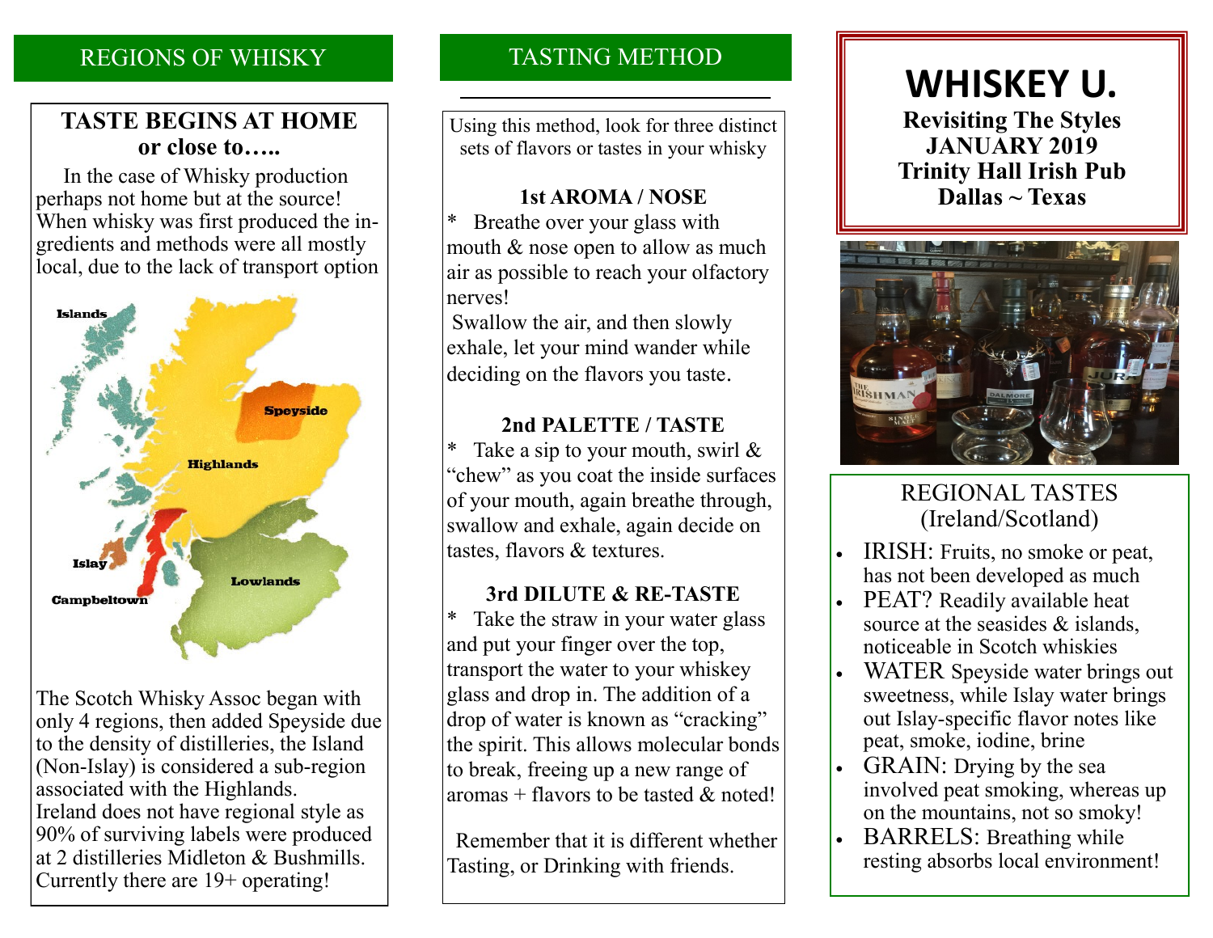## REGIONS OF WHISKY

### TASTE BEGINS AT HOME or close to…..

In the case of Whisky production perhaps not home but at the source! When whisky was first produced the ingredients and methods were all mostly local, due to the lack of transport option

Islands

Speyside

Highlands

Islay

Lowlands

Campbeltown

The Scotch Whisky Assoc began with only 4 regions, then added Speyside due to the density of distilleries, the Island (Non-Islay) is considered a sub-region associated with the Highlands. Ireland does not have regional style as 90% of surviving labels were produced at 2 distilleries Midleton & Bushmills. Currently there are 19+ operating!

## TASTING METHOD

Using this method, look for three distinct sets of flavors or tastes in your whisky

### 1st AROMA / NOSE

* Breathe over your glass with mouth & nose open to allow as much air as possible to reach your olfactory nerves!
Swallow the air, and then slowly exhale, let your mind wander while deciding on the flavors you taste.

### 2nd PALETTE / TASTE

* Take a sip to your mouth, swirl & "chew" as you coat the inside surfaces of your mouth, again breathe through, swallow and exhale, again decide on tastes, flavors & textures.

### 3rd DILUTE & RE-TASTE

* Take the straw in your water glass and put your finger over the top, transport the water to your whiskey glass and drop in. The addition of a drop of water is known as "cracking" the spirit. This allows molecular bonds to break, freeing up a new range of aromas + flavors to be tasted & noted!

Remember that it is different whether Tasting, or Drinking with friends.

# WHISKEY U.

**Revisiting The Styles**
**JANUARY 2019**
**Trinity Hall Irish Pub**
**Dallas ~ Texas**

## REGIONAL TASTES (Ireland/Scotland)

- IRISH: Fruits, no smoke or peat, has not been developed as much
- PEAT? Readily available heat source at the seasides & islands, noticeable in Scotch whiskies
- WATER Speyside water brings out sweetness, while Islay water brings out Islay-specific flavor notes like peat, smoke, iodine, brine
- GRAIN: Drying by the sea involved peat smoking, whereas up on the mountains, not so smoky!
- BARRELS: Breathing while resting absorbs local environment!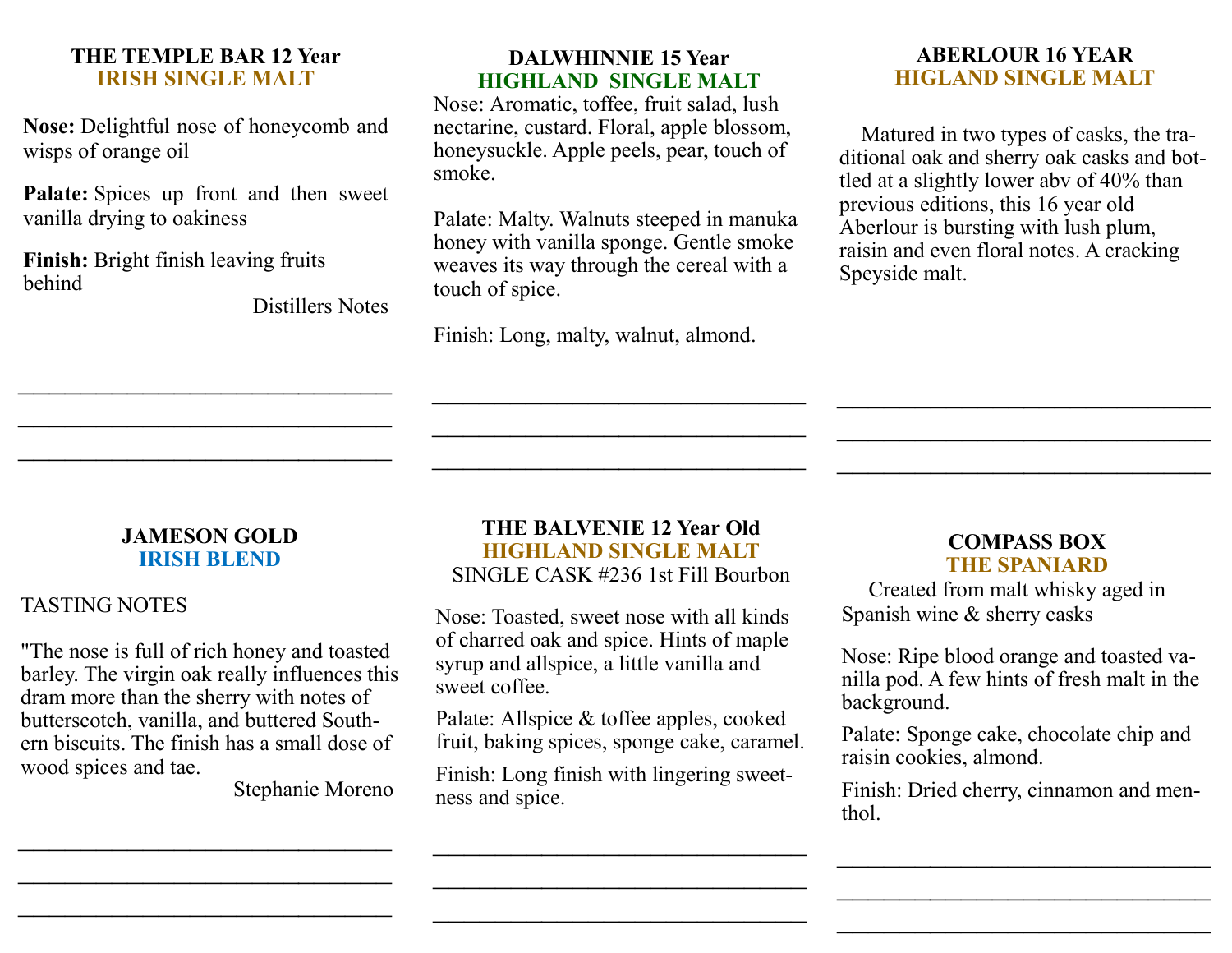### THE TEMPLE BAR 12 Year
### IRISH SINGLE MALT

**Nose:** Delightful nose of honeycomb and wisps of orange oil

**Palate:** Spices up front and then sweet vanilla drying to oakiness

**Finish:** Bright finish leaving fruits behind

Distillers Notes

___________________________________
___________________________________
___________________________________

### DALWHINNIE 15 Year
### HIGHLAND SINGLE MALT

Nose: Aromatic, toffee, fruit salad, lush nectarine, custard. Floral, apple blossom, honeysuckle. Apple peels, pear, touch of smoke.

Palate: Malty. Walnuts steeped in manuka honey with vanilla sponge. Gentle smoke weaves its way through the cereal with a touch of spice.

Finish: Long, malty, walnut, almond.

___________________________________
___________________________________
___________________________________

### ABERLOUR 16 YEAR
### HIGLAND SINGLE MALT

Matured in two types of casks, the traditional oak and sherry oak casks and bottled at a slightly lower abv of 40% than previous editions, this 16 year old Aberlour is bursting with lush plum, raisin and even floral notes. A cracking Speyside malt.

___________________________________
___________________________________
___________________________________

### JAMESON GOLD
### IRISH BLEND

TASTING NOTES

"The nose is full of rich honey and toasted barley. The virgin oak really influences this dram more than the sherry with notes of butterscotch, vanilla, and buttered Southern biscuits. The finish has a small dose of wood spices and tae.

Stephanie Moreno

___________________________________
___________________________________
___________________________________

### THE BALVENIE 12 Year Old
### HIGHLAND SINGLE MALT

SINGLE CASK #236 1st Fill Bourbon

Nose: Toasted, sweet nose with all kinds of charred oak and spice. Hints of maple syrup and allspice, a little vanilla and sweet coffee.

Palate: Allspice & toffee apples, cooked fruit, baking spices, sponge cake, caramel.

Finish: Long finish with lingering sweetness and spice.

___________________________________
___________________________________
___________________________________

### COMPASS BOX
### THE SPANIARD

Created from malt whisky aged in Spanish wine & sherry casks

Nose: Ripe blood orange and toasted vanilla pod. A few hints of fresh malt in the background.

Palate: Sponge cake, chocolate chip and raisin cookies, almond.

Finish: Dried cherry, cinnamon and menthol.

___________________________________
___________________________________
___________________________________